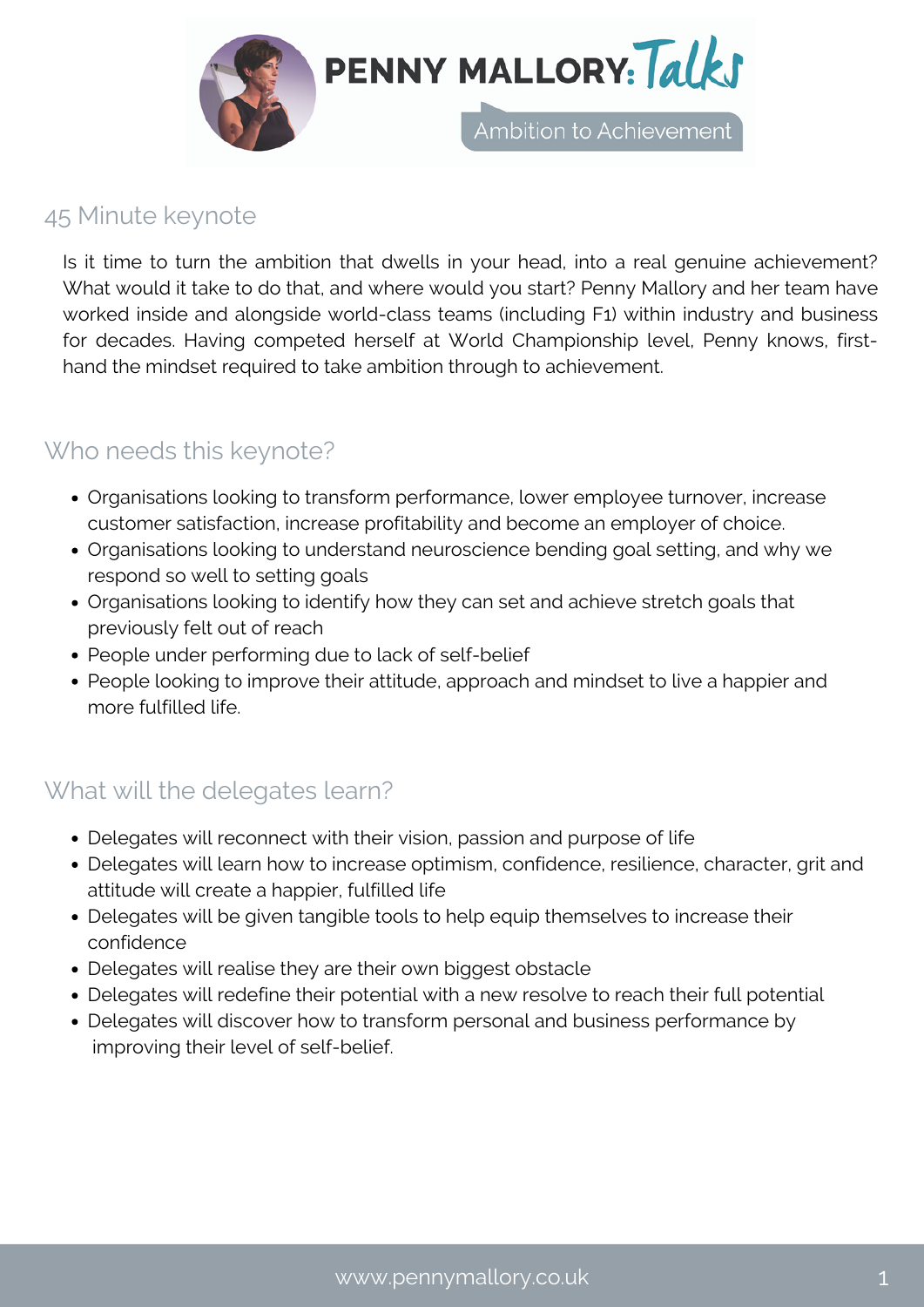# PENNY MALLORY: Talks

Ambition to Achievement

## 45 Minute keynote

Is it time to turn the ambition that dwells in your head, into a real genuine achievement? What would it take to do that, and where would you start? Penny Mallory and her team have worked inside and alongside world-class teams (including F1) within industry and business for decades. Having competed herself at World Championship level, Penny knows, first-hand the mindset required to take ambition through to achievement.

## Who needs this keynote?

- Organisations looking to transform performance, lower employee turnover, increase customer satisfaction, increase profitability and become an employer of choice.
- Organisations looking to understand neuroscience bending goal setting, and why we respond so well to setting goals
- Organisations looking to identify how they can set and achieve stretch goals that previously felt out of reach
- People under performing due to lack of self-belief
- People looking to improve their attitude, approach and mindset to live a happier and more fulfilled life.

## What will the delegates learn?

- Delegates will reconnect with their vision, passion and purpose of life
- Delegates will learn how to increase optimism, confidence, resilience, character, grit and attitude will create a happier, fulfilled life
- Delegates will be given tangible tools to help equip themselves to increase their confidence
- Delegates will realise they are their own biggest obstacle
- Delegates will redefine their potential with a new resolve to reach their full potential
- Delegates will discover how to transform personal and business performance by improving their level of self-belief.

www.pennymallory.co.uk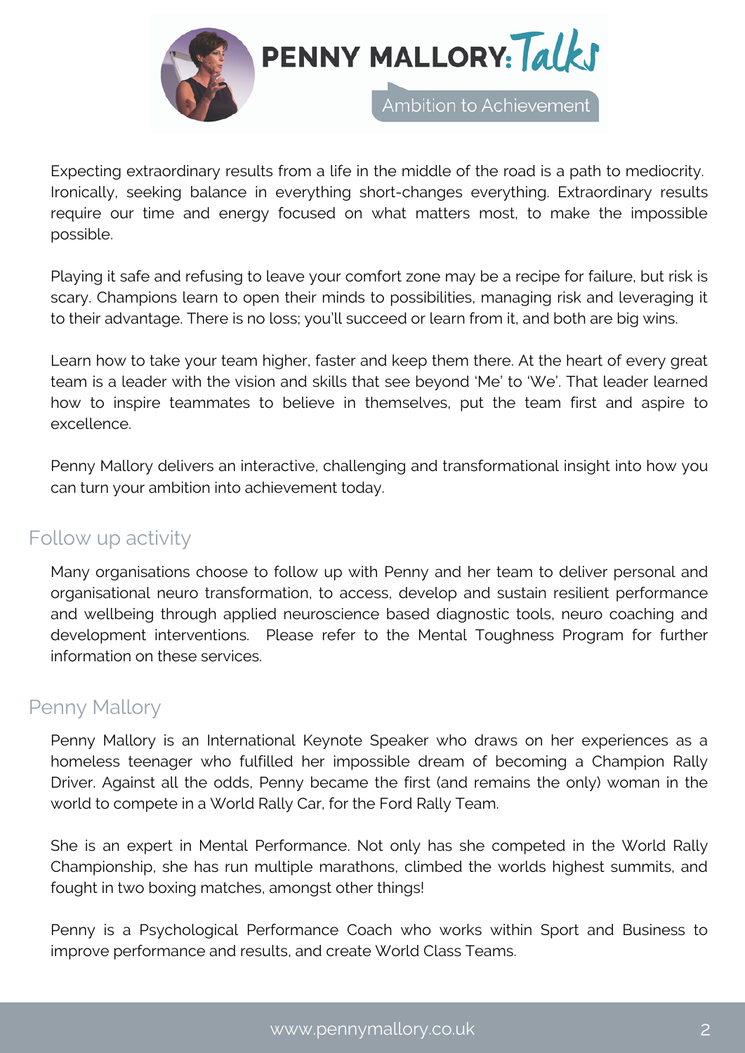Expecting extraordinary results from a life in the middle of the road is a path to mediocrity. Ironically, seeking balance in everything short-changes everything. Extraordinary results require our time and energy focused on what matters most, to make the impossible possible.

Playing it safe and refusing to leave your comfort zone may be a recipe for failure, but risk is scary. Champions learn to open their minds to possibilities, managing risk and leveraging it to their advantage. There is no loss; you'll succeed or learn from it, and both are big wins.

Learn how to take your team higher, faster and keep them there. At the heart of every great team is a leader with the vision and skills that see beyond 'Me' to 'We'. That leader learned how to inspire teammates to believe in themselves, put the team first and aspire to excellence.

Penny Mallory delivers an interactive, challenging and transformational insight into how you can turn your ambition into achievement today.

## Follow up activity

Many organisations choose to follow up with Penny and her team to deliver personal and organisational neuro transformation, to access, develop and sustain resilient performance and wellbeing through applied neuroscience based diagnostic tools, neuro coaching and development interventions. Please refer to the Mental Toughness Program for further information on these services.

## Penny Mallory

Penny Mallory is an International Keynote Speaker who draws on her experiences as a homeless teenager who fulfilled her impossible dream of becoming a Champion Rally Driver. Against all the odds, Penny became the first (and remains the only) woman in the world to compete in a World Rally Car, for the Ford Rally Team.

She is an expert in Mental Performance. Not only has she competed in the World Rally Championship, she has run multiple marathons, climbed the worlds highest summits, and fought in two boxing matches, amongst other things!

Penny is a Psychological Performance Coach who works within Sport and Business to improve performance and results, and create World Class Teams.